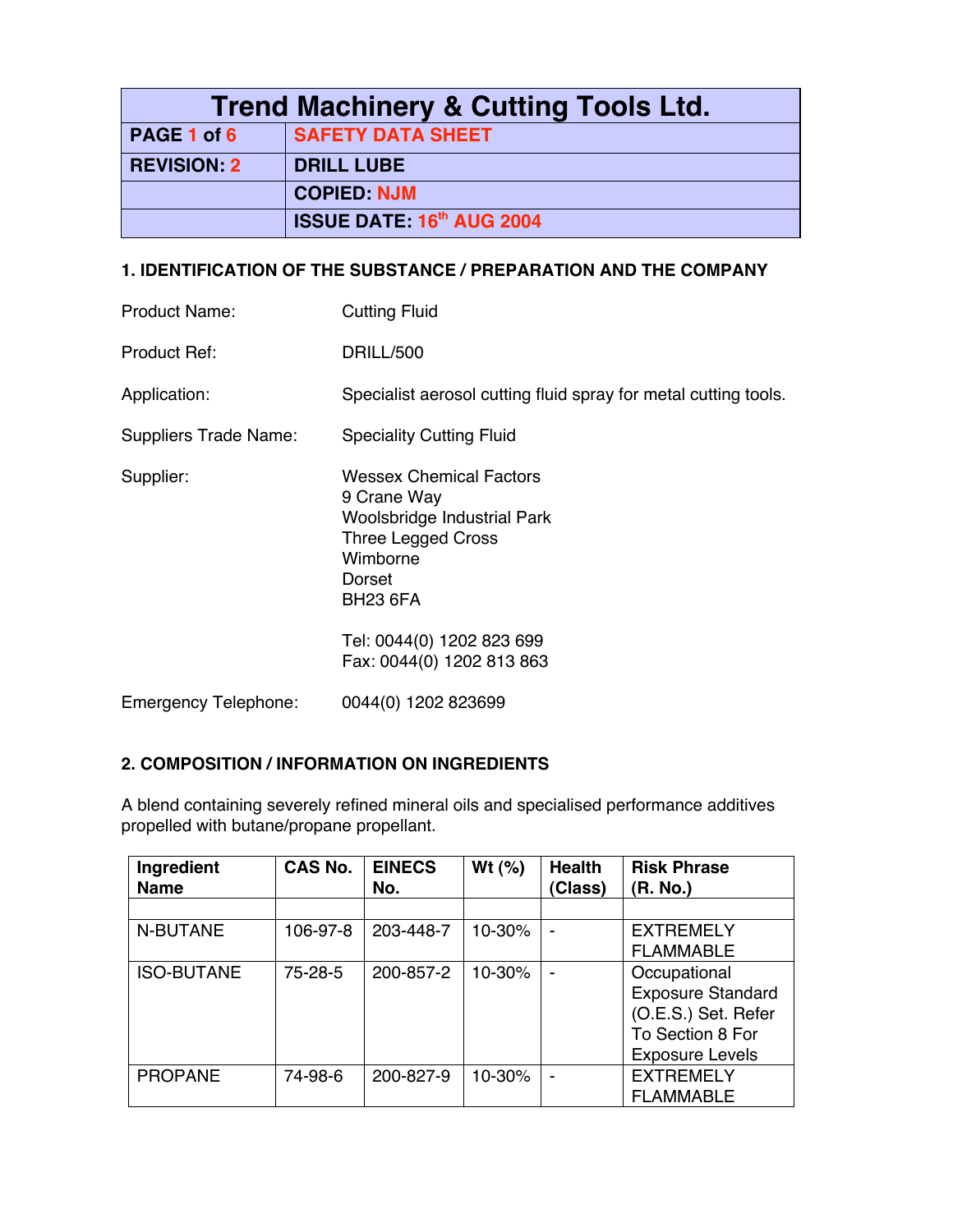| Trend Machinery & Cutting Tools Ltd. | |
|---|---|
| **PAGE 1 of 6** | **SAFETY DATA SHEET** |
| **REVISION: 2** | **DRILL LUBE** |
| | **COPIED: NJM** |
| | **ISSUE DATE: 16th AUG 2004** |

### 1. IDENTIFICATION OF THE SUBSTANCE / PREPARATION AND THE COMPANY

Product Name: Cutting Fluid

Product Ref: DRILL/500

Application: Specialist aerosol cutting fluid spray for metal cutting tools.

Suppliers Trade Name: Speciality Cutting Fluid

Supplier: Wessex Chemical Factors
9 Crane Way
Woolsbridge Industrial Park
Three Legged Cross
Wimborne
Dorset
BH23 6FA

Tel: 0044(0) 1202 823 699
Fax: 0044(0) 1202 813 863

Emergency Telephone: 0044(0) 1202 823699

### 2. COMPOSITION / INFORMATION ON INGREDIENTS

A blend containing severely refined mineral oils and specialised performance additives propelled with butane/propane propellant.

| Ingredient Name | CAS No. | EINECS No. | Wt (%) | Health (Class) | Risk Phrase (R. No.) |
|---|---|---|---|---|---|
| | | | | | |
| N-BUTANE | 106-97-8 | 203-448-7 | 10-30% | - | EXTREMELY FLAMMABLE |
| ISO-BUTANE | 75-28-5 | 200-857-2 | 10-30% | - | Occupational Exposure Standard (O.E.S.) Set. Refer To Section 8 For Exposure Levels |
| PROPANE | 74-98-6 | 200-827-9 | 10-30% | - | EXTREMELY FLAMMABLE |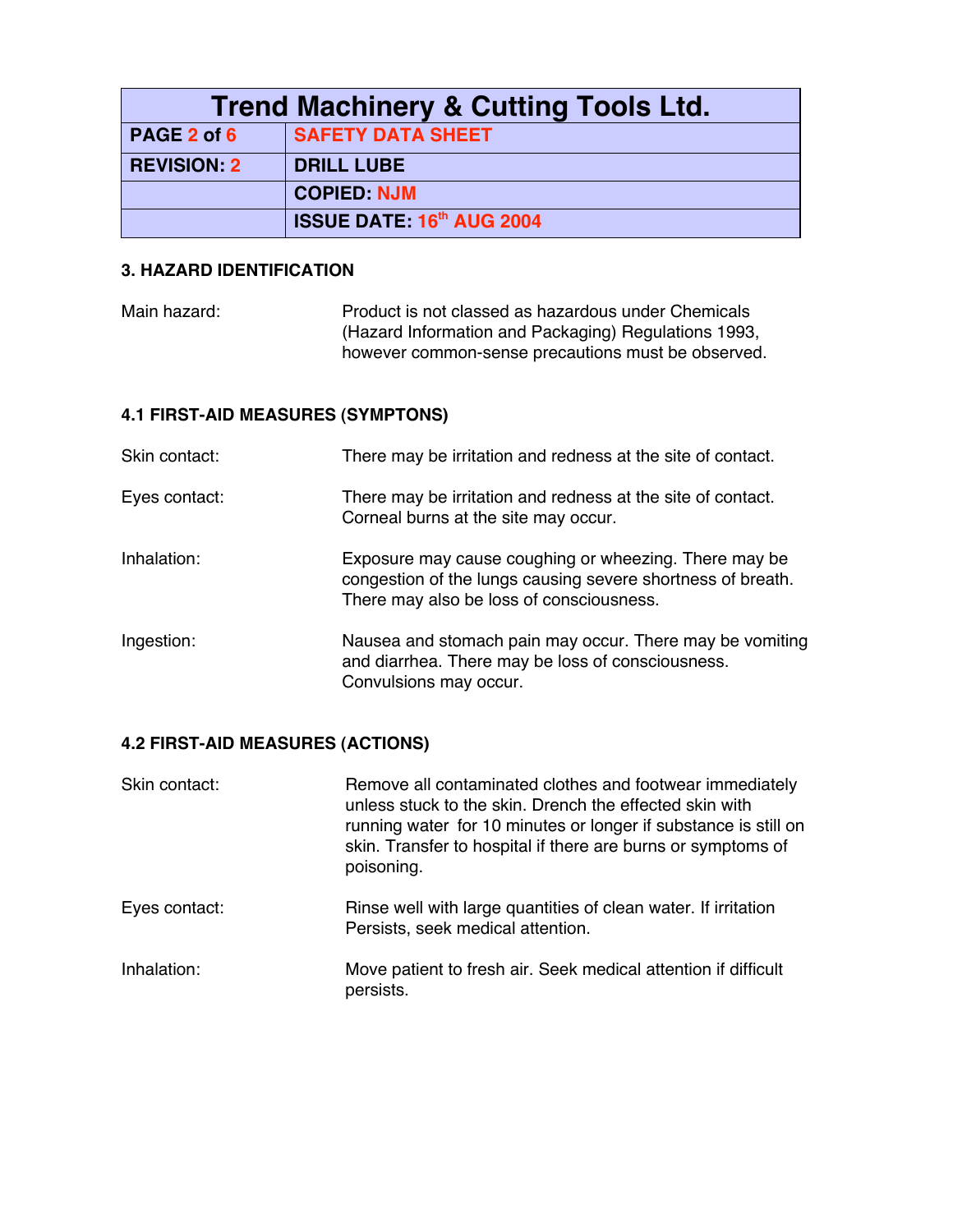| Trend Machinery & Cutting Tools Ltd. | |
|---|---|
| PAGE 2 of 6 | SAFETY DATA SHEET |
| REVISION: 2 | DRILL LUBE |
| | COPIED: NJM |
| | ISSUE DATE: 16th AUG 2004 |

**3. HAZARD IDENTIFICATION**

Main hazard: Product is not classed as hazardous under Chemicals (Hazard Information and Packaging) Regulations 1993, however common-sense precautions must be observed.

**4.1 FIRST-AID MEASURES (SYMPTONS)**

Skin contact: There may be irritation and redness at the site of contact.

Eyes contact: There may be irritation and redness at the site of contact. Corneal burns at the site may occur.

Inhalation: Exposure may cause coughing or wheezing. There may be congestion of the lungs causing severe shortness of breath. There may also be loss of consciousness.

Ingestion: Nausea and stomach pain may occur. There may be vomiting and diarrhea. There may be loss of consciousness. Convulsions may occur.

**4.2 FIRST-AID MEASURES (ACTIONS)**

Skin contact: Remove all contaminated clothes and footwear immediately unless stuck to the skin. Drench the effected skin with running water for 10 minutes or longer if substance is still on skin. Transfer to hospital if there are burns or symptoms of poisoning.

Eyes contact: Rinse well with large quantities of clean water. If irritation Persists, seek medical attention.

Inhalation: Move patient to fresh air. Seek medical attention if difficult persists.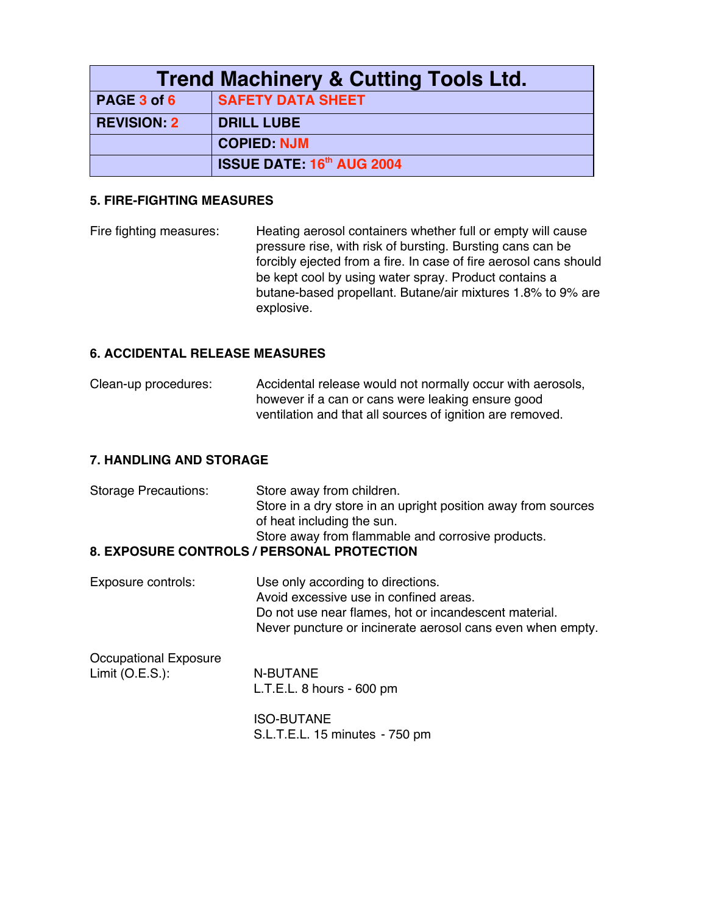| Trend Machinery & Cutting Tools Ltd. | |
|---|---|
| PAGE 3 of 6 | SAFETY DATA SHEET |
| REVISION: 2 | DRILL LUBE |
| | COPIED: NJM |
| | ISSUE DATE: 16th AUG 2004 |

### 5. FIRE-FIGHTING MEASURES

Fire fighting measures: Heating aerosol containers whether full or empty will cause pressure rise, with risk of bursting. Bursting cans can be forcibly ejected from a fire. In case of fire aerosol cans should be kept cool by using water spray. Product contains a butane-based propellant. Butane/air mixtures 1.8% to 9% are explosive.

### 6. ACCIDENTAL RELEASE MEASURES

Clean-up procedures: Accidental release would not normally occur with aerosols, however if a can or cans were leaking ensure good ventilation and that all sources of ignition are removed.

### 7. HANDLING AND STORAGE

Storage Precautions:
Store away from children.
Store in a dry store in an upright position away from sources of heat including the sun.
Store away from flammable and corrosive products.

### 8. EXPOSURE CONTROLS / PERSONAL PROTECTION

Exposure controls:
Use only according to directions.
Avoid excessive use in confined areas.
Do not use near flames, hot or incandescent material.
Never puncture or incinerate aerosol cans even when empty.

Occupational Exposure Limit (O.E.S.):

N-BUTANE
L.T.E.L. 8 hours - 600 pm

ISO-BUTANE
S.L.T.E.L. 15 minutes - 750 pm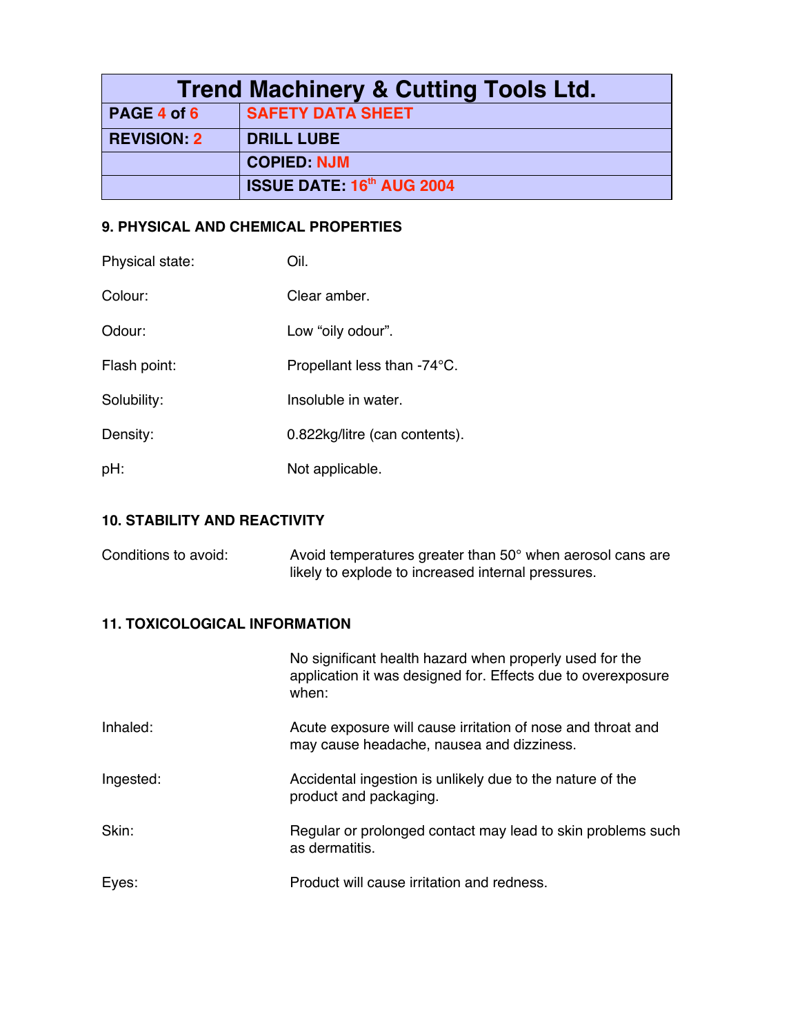## 9. PHYSICAL AND CHEMICAL PROPERTIES

| | |
|---|---|
| Physical state: | Oil. |
| Colour: | Clear amber. |
| Odour: | Low “oily odour”. |
| Flash point: | Propellant less than -74°C. |
| Solubility: | Insoluble in water. |
| Density: | 0.822kg/litre (can contents). |
| pH: | Not applicable. |

## 10. STABILITY AND REACTIVITY

| | |
|---|---|
| Conditions to avoid: | Avoid temperatures greater than 50° when aerosol cans are likely to explode to increased internal pressures. |

## 11. TOXICOLOGICAL INFORMATION

No significant health hazard when properly used for the application it was designed for. Effects due to overexposure when:

| | |
|---|---|
| Inhaled: | Acute exposure will cause irritation of nose and throat and may cause headache, nausea and dizziness. |
| Ingested: | Accidental ingestion is unlikely due to the nature of the product and packaging. |
| Skin: | Regular or prolonged contact may lead to skin problems such as dermatitis. |
| Eyes: | Product will cause irritation and redness. |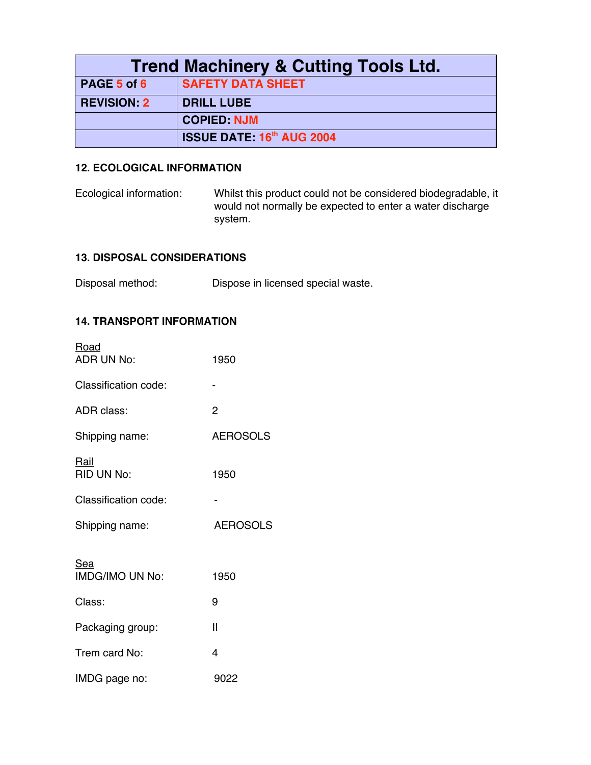## 12. ECOLOGICAL INFORMATION

| | |
|---|---|
| Ecological information: | Whilst this product could not be considered biodegradable, it would not normally be expected to enter a water discharge system. |

## 13. DISPOSAL CONSIDERATIONS

| | |
|---|---|
| Disposal method: | Dispose in licensed special waste. |

## 14. TRANSPORT INFORMATION

Road

| | |
|---|---|
| ADR UN No: | 1950 |
| Classification code: | - |
| ADR class: | 2 |
| Shipping name: | AEROSOLS |

Rail

| | |
|---|---|
| RID UN No: | 1950 |
| Classification code: | - |
| Shipping name: | AEROSOLS |

Sea

| | |
|---|---|
| IMDG/IMO UN No: | 1950 |
| Class: | 9 |
| Packaging group: | II |
| Trem card No: | 4 |
| IMDG page no: | 9022 |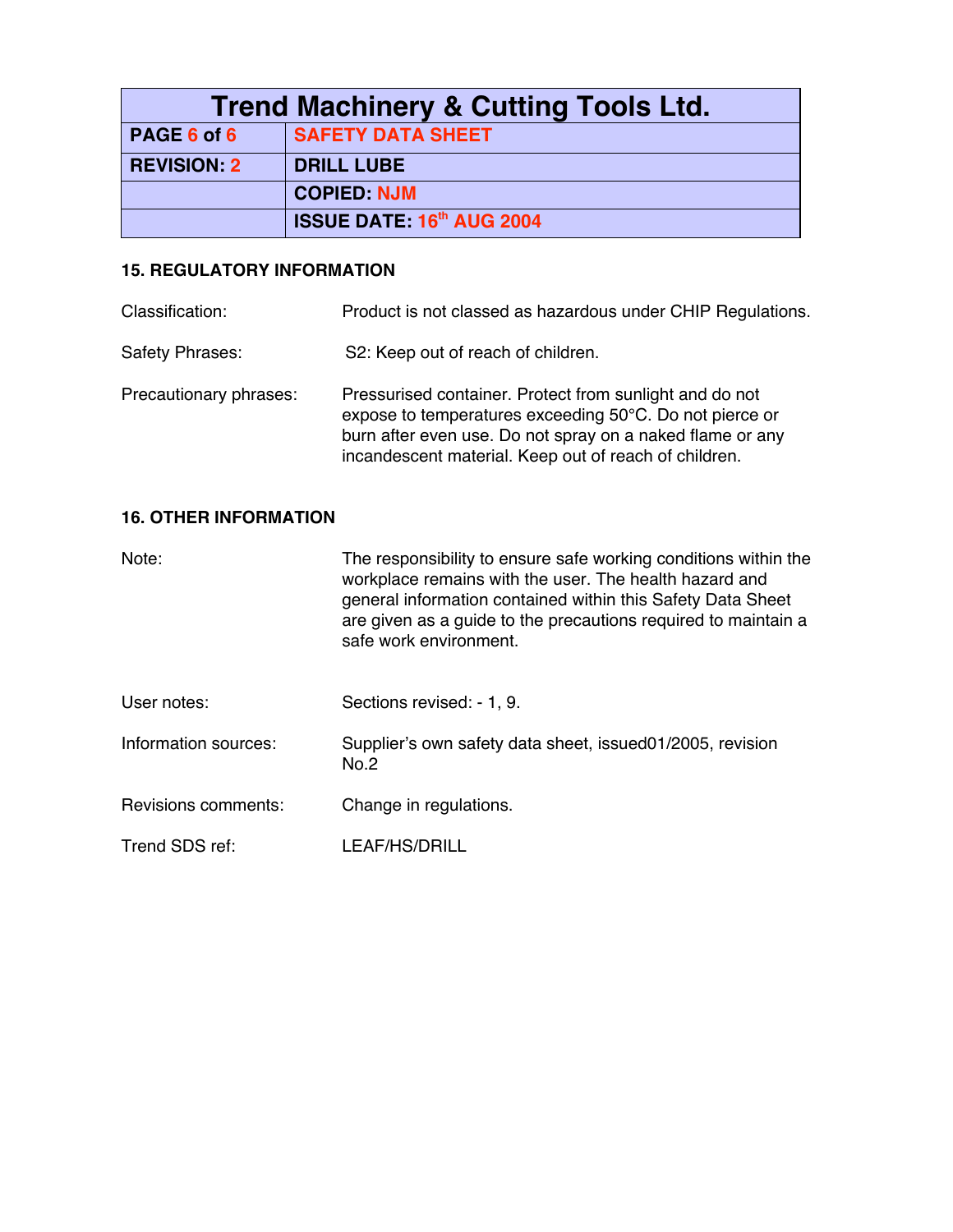| Trend Machinery & Cutting Tools Ltd. | |
|---|---|
| PAGE 6 of 6 | SAFETY DATA SHEET |
| REVISION: 2 | DRILL LUBE |
| | COPIED: NJM |
| | ISSUE DATE: 16th AUG 2004 |

**15. REGULATORY INFORMATION**

Classification: Product is not classed as hazardous under CHIP Regulations.

Safety Phrases: S2: Keep out of reach of children.

Precautionary phrases: Pressurised container. Protect from sunlight and do not expose to temperatures exceeding 50°C. Do not pierce or burn after even use. Do not spray on a naked flame or any incandescent material. Keep out of reach of children.

**16. OTHER INFORMATION**

Note: The responsibility to ensure safe working conditions within the workplace remains with the user. The health hazard and general information contained within this Safety Data Sheet are given as a guide to the precautions required to maintain a safe work environment.

User notes: Sections revised: - 1, 9.

Information sources: Supplier's own safety data sheet, issued01/2005, revision No.2

Revisions comments: Change in regulations.

Trend SDS ref: LEAF/HS/DRILL